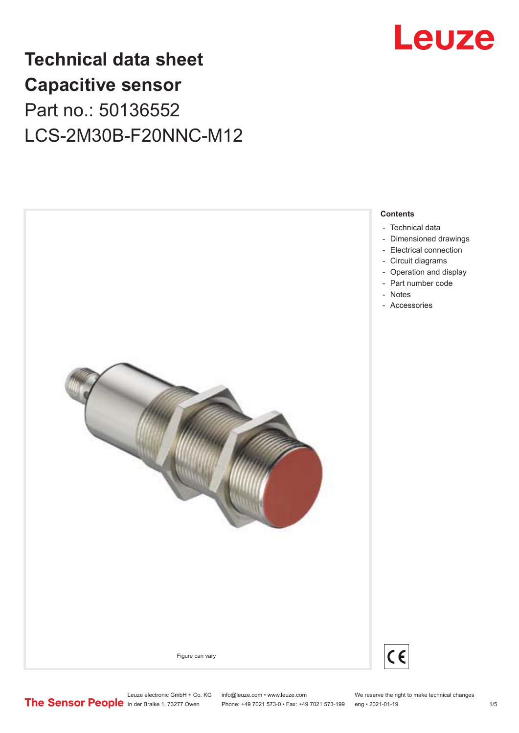# Technical data sheet
# Capacitive sensor

Part no.: 50136552

LCS-2M30B-F20NNC-M12

Figure can vary

**Contents**

- Technical data
- Dimensioned drawings
- Electrical connection
- Circuit diagrams
- Operation and display
- Part number code
- Notes
- Accessories

Leuze electronic GmbH + Co. KG
In der Braike 1, 73277 Owen

info@leuze.com • www.leuze.com
Phone: +49 7021 573-0 • Fax: +49 7021 573-199

We reserve the right to make technical changes
eng • 2021-01-19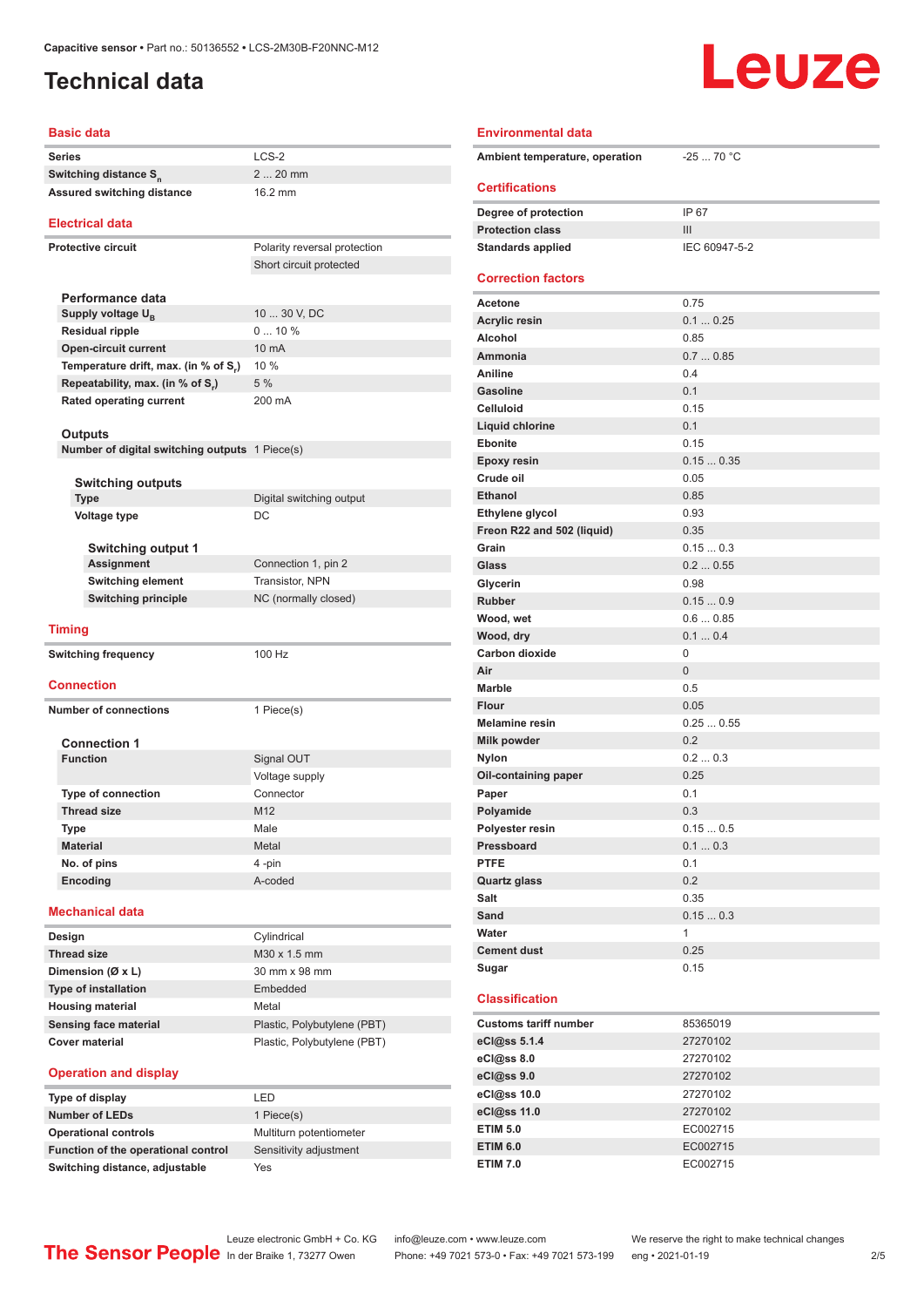Capacitive sensor • Part no.: 50136552 • LCS-2M30B-F20NNC-M12

# Technical data

## Basic data

| | |
|---|---|
| Series | LCS-2 |
| Switching distance $S_n$ | 2 ... 20 mm |
| Assured switching distance | 16.2 mm |

## Electrical data

| | |
|---|---|
| Protective circuit | Polarity reversal protection |
| | Short circuit protected |

### Performance data

| | |
|---|---|
| Supply voltage $U_B$ | 10 ... 30 V, DC |
| Residual ripple | 0 ... 10 % |
| Open-circuit current | 10 mA |
| Temperature drift, max. (in % of $S_r$) | 10 % |
| Repeatability, max. (in % of $S_r$) | 5 % |
| Rated operating current | 200 mA |

### Outputs

| | |
|---|---|
| Number of digital switching outputs | 1 Piece(s) |

#### Switching outputs

| | |
|---|---|
| Type | Digital switching output |
| Voltage type | DC |

##### Switching output 1

| | |
|---|---|
| Assignment | Connection 1, pin 2 |
| Switching element | Transistor, NPN |
| Switching principle | NC (normally closed) |

## Timing

| | |
|---|---|
| Switching frequency | 100 Hz |

## Connection

| | |
|---|---|
| Number of connections | 1 Piece(s) |

### Connection 1

| | |
|---|---|
| Function | Signal OUT |
| | Voltage supply |
| Type of connection | Connector |
| Thread size | M12 |
| Type | Male |
| Material | Metal |
| No. of pins | 4 -pin |
| Encoding | A-coded |

## Mechanical data

| | |
|---|---|
| Design | Cylindrical |
| Thread size | M30 x 1.5 mm |
| Dimension (Ø x L) | 30 mm x 98 mm |
| Type of installation | Embedded |
| Housing material | Metal |
| Sensing face material | Plastic, Polybutylene (PBT) |
| Cover material | Plastic, Polybutylene (PBT) |

## Operation and display

| | |
|---|---|
| Type of display | LED |
| Number of LEDs | 1 Piece(s) |
| Operational controls | Multiturn potentiometer |
| Function of the operational control | Sensitivity adjustment |
| Switching distance, adjustable | Yes |

## Environmental data

| | |
|---|---|
| Ambient temperature, operation | -25 ... 70 °C |

## Certifications

| | |
|---|---|
| Degree of protection | IP 67 |
| Protection class | III |
| Standards applied | IEC 60947-5-2 |

## Correction factors

| | |
|---|---|
| Acetone | 0.75 |
| Acrylic resin | 0.1 ... 0.25 |
| Alcohol | 0.85 |
| Ammonia | 0.7 ... 0.85 |
| Aniline | 0.4 |
| Gasoline | 0.1 |
| Celluloid | 0.15 |
| Liquid chlorine | 0.1 |
| Ebonite | 0.15 |
| Epoxy resin | 0.15 ... 0.35 |
| Crude oil | 0.05 |
| Ethanol | 0.85 |
| Ethylene glycol | 0.93 |
| Freon R22 and 502 (liquid) | 0.35 |
| Grain | 0.15 ... 0.3 |
| Glass | 0.2 ... 0.55 |
| Glycerin | 0.98 |
| Rubber | 0.15 ... 0.9 |
| Wood, wet | 0.6 ... 0.85 |
| Wood, dry | 0.1 ... 0.4 |
| Carbon dioxide | 0 |
| Air | 0 |
| Marble | 0.5 |
| Flour | 0.05 |
| Melamine resin | 0.25 ... 0.55 |
| Milk powder | 0.2 |
| Nylon | 0.2 ... 0.3 |
| Oil-containing paper | 0.25 |
| Paper | 0.1 |
| Polyamide | 0.3 |
| Polyester resin | 0.15 ... 0.5 |
| Pressboard | 0.1 ... 0.3 |
| PTFE | 0.1 |
| Quartz glass | 0.2 |
| Salt | 0.35 |
| Sand | 0.15 ... 0.3 |
| Water | 1 |
| Cement dust | 0.25 |
| Sugar | 0.15 |

## Classification

| | |
|---|---|
| Customs tariff number | 85365019 |
| eCl@ss 5.1.4 | 27270102 |
| eCl@ss 8.0 | 27270102 |
| eCl@ss 9.0 | 27270102 |
| eCl@ss 10.0 | 27270102 |
| eCl@ss 11.0 | 27270102 |
| ETIM 5.0 | EC002715 |
| ETIM 6.0 | EC002715 |
| ETIM 7.0 | EC002715 |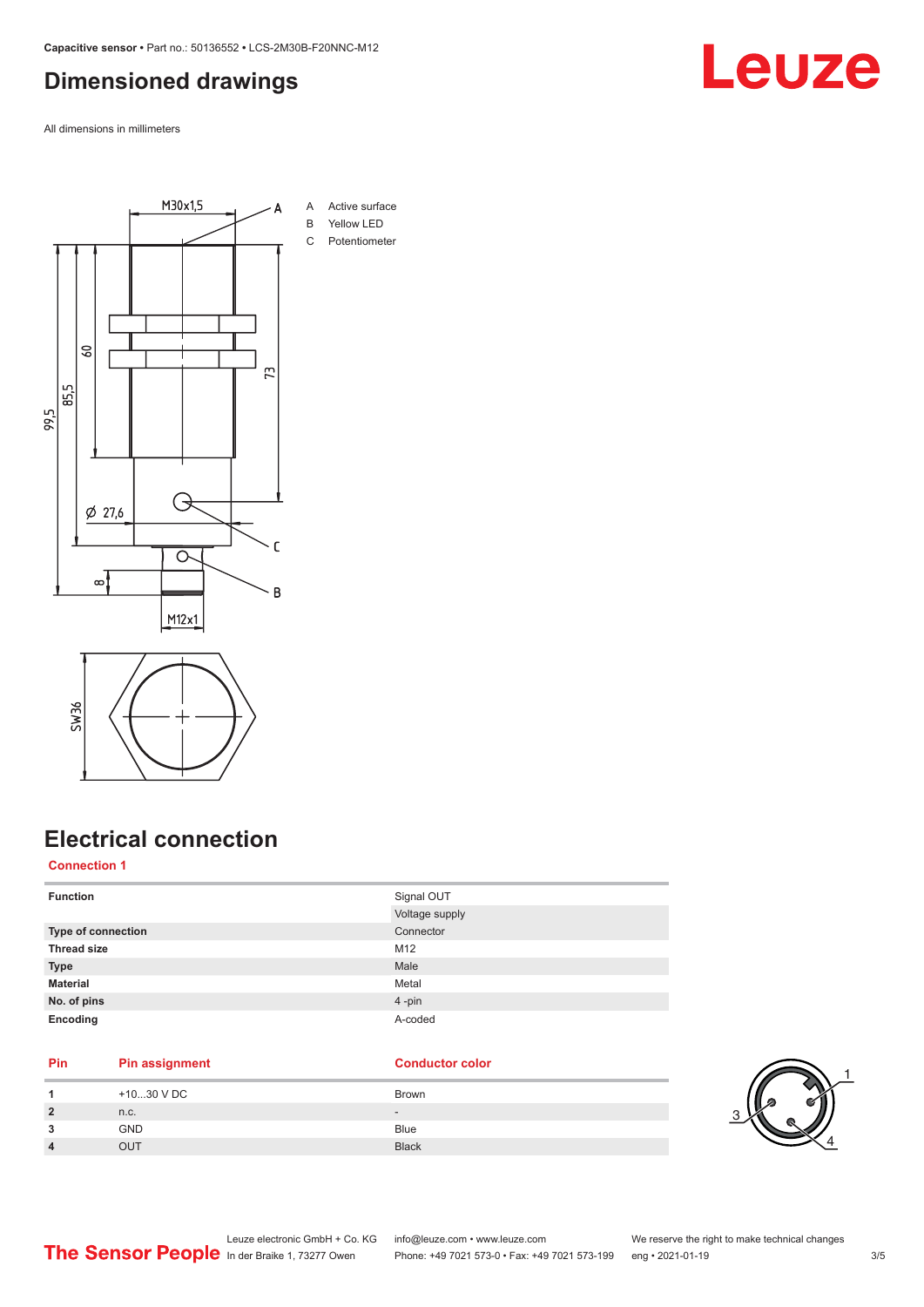# Dimensioned drawings

All dimensions in millimeters

A Active surface
B Yellow LED
C Potentiometer

# Electrical connection

## Connection 1

| | |
|---|---|
| **Function** | Signal OUT |
| | Voltage supply |
| **Type of connection** | Connector |
| **Thread size** | M12 |
| **Type** | Male |
| **Material** | Metal |
| **No. of pins** | 4 -pin |
| **Encoding** | A-coded |

| Pin | Pin assignment | Conductor color |
|---|---|---|
| 1 | +10...30 V DC | Brown |
| 2 | n.c. | - |
| 3 | GND | Blue |
| 4 | OUT | Black |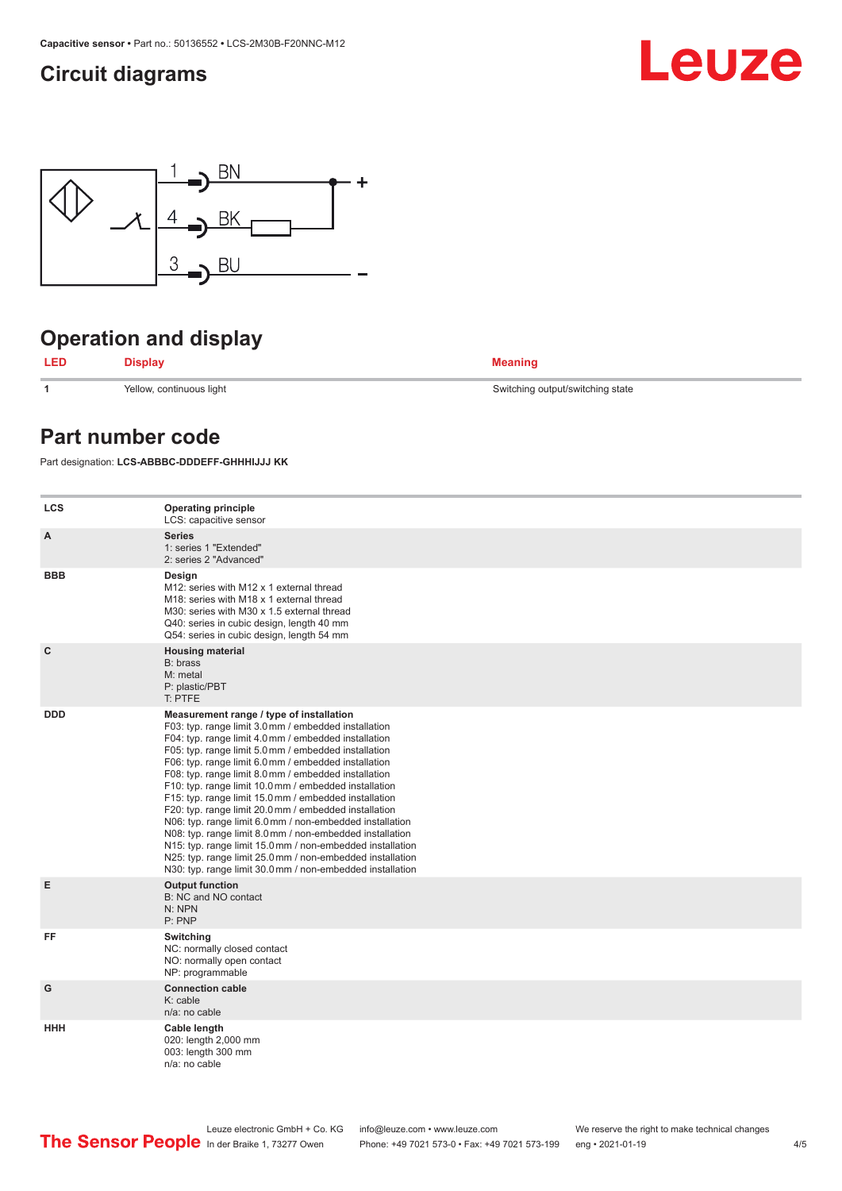## Circuit diagrams

## Operation and display

| LED | Display | Meaning |
|---|---|---|
| 1 | Yellow, continuous light | Switching output/switching state |

## Part number code

Part designation: **LCS-ABBBC-DDDEFF-GHHHIJJJ KK**

| | |
|---|---|
| LCS | **Operating principle**<br>LCS: capacitive sensor |
| A | **Series**<br>1: series 1 "Extended"<br>2: series 2 "Advanced" |
| BBB | **Design**<br>M12: series with M12 x 1 external thread<br>M18: series with M18 x 1 external thread<br>M30: series with M30 x 1.5 external thread<br>Q40: series in cubic design, length 40 mm<br>Q54: series in cubic design, length 54 mm |
| C | **Housing material**<br>B: brass<br>M: metal<br>P: plastic/PBT<br>T: PTFE |
| DDD | **Measurement range / type of installation**<br>F03: typ. range limit 3.0 mm / embedded installation<br>F04: typ. range limit 4.0 mm / embedded installation<br>F05: typ. range limit 5.0 mm / embedded installation<br>F06: typ. range limit 6.0 mm / embedded installation<br>F08: typ. range limit 8.0 mm / embedded installation<br>F10: typ. range limit 10.0 mm / embedded installation<br>F15: typ. range limit 15.0 mm / embedded installation<br>F20: typ. range limit 20.0 mm / embedded installation<br>N06: typ. range limit 6.0 mm / non-embedded installation<br>N08: typ. range limit 8.0 mm / non-embedded installation<br>N15: typ. range limit 15.0 mm / non-embedded installation<br>N25: typ. range limit 25.0 mm / non-embedded installation<br>N30: typ. range limit 30.0 mm / non-embedded installation |
| E | **Output function**<br>B: NC and NO contact<br>N: NPN<br>P: PNP |
| FF | **Switching**<br>NC: normally closed contact<br>NO: normally open contact<br>NP: programmable |
| G | **Connection cable**<br>K: cable<br>n/a: no cable |
| HHH | **Cable length**<br>020: length 2,000 mm<br>003: length 300 mm<br>n/a: no cable |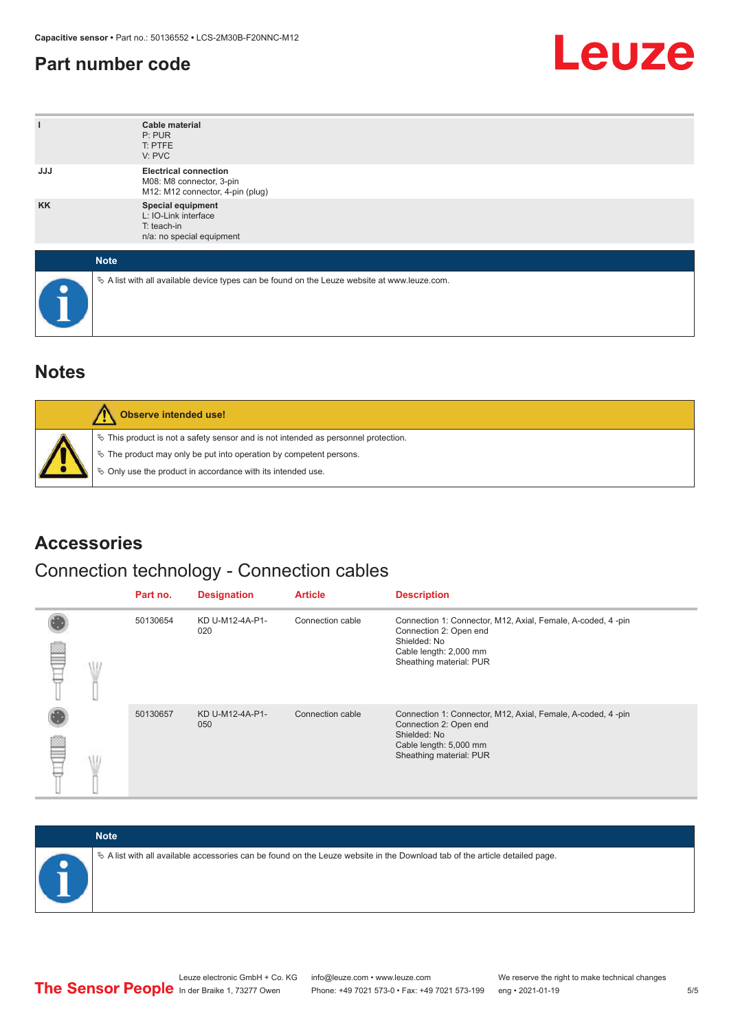## Part number code

| | |
|---|---|
| I | **Cable material**<br>P: PUR<br>T: PTFE<br>V: PVC |
| JJJ | **Electrical connection**<br>M08: M8 connector, 3-pin<br>M12: M12 connector, 4-pin (plug) |
| KK | **Special equipment**<br>L: IO-Link interface<br>T: teach-in<br>n/a: no special equipment |

**Note**

- A list with all available device types can be found on the Leuze website at www.leuze.com.

## Notes

**Observe intended use!**

- This product is not a safety sensor and is not intended as personnel protection.
- The product may only be put into operation by competent persons.
- Only use the product in accordance with its intended use.

## Accessories

### Connection technology - Connection cables

| Part no. | Designation | Article | Description |
|---|---|---|---|
| 50130654 | KD U-M12-4A-P1-020 | Connection cable | Connection 1: Connector, M12, Axial, Female, A-coded, 4 -pin<br>Connection 2: Open end<br>Shielded: No<br>Cable length: 2,000 mm<br>Sheathing material: PUR |
| 50130657 | KD U-M12-4A-P1-050 | Connection cable | Connection 1: Connector, M12, Axial, Female, A-coded, 4 -pin<br>Connection 2: Open end<br>Shielded: No<br>Cable length: 5,000 mm<br>Sheathing material: PUR |

**Note**

- A list with all available accessories can be found on the Leuze website in the Download tab of the article detailed page.